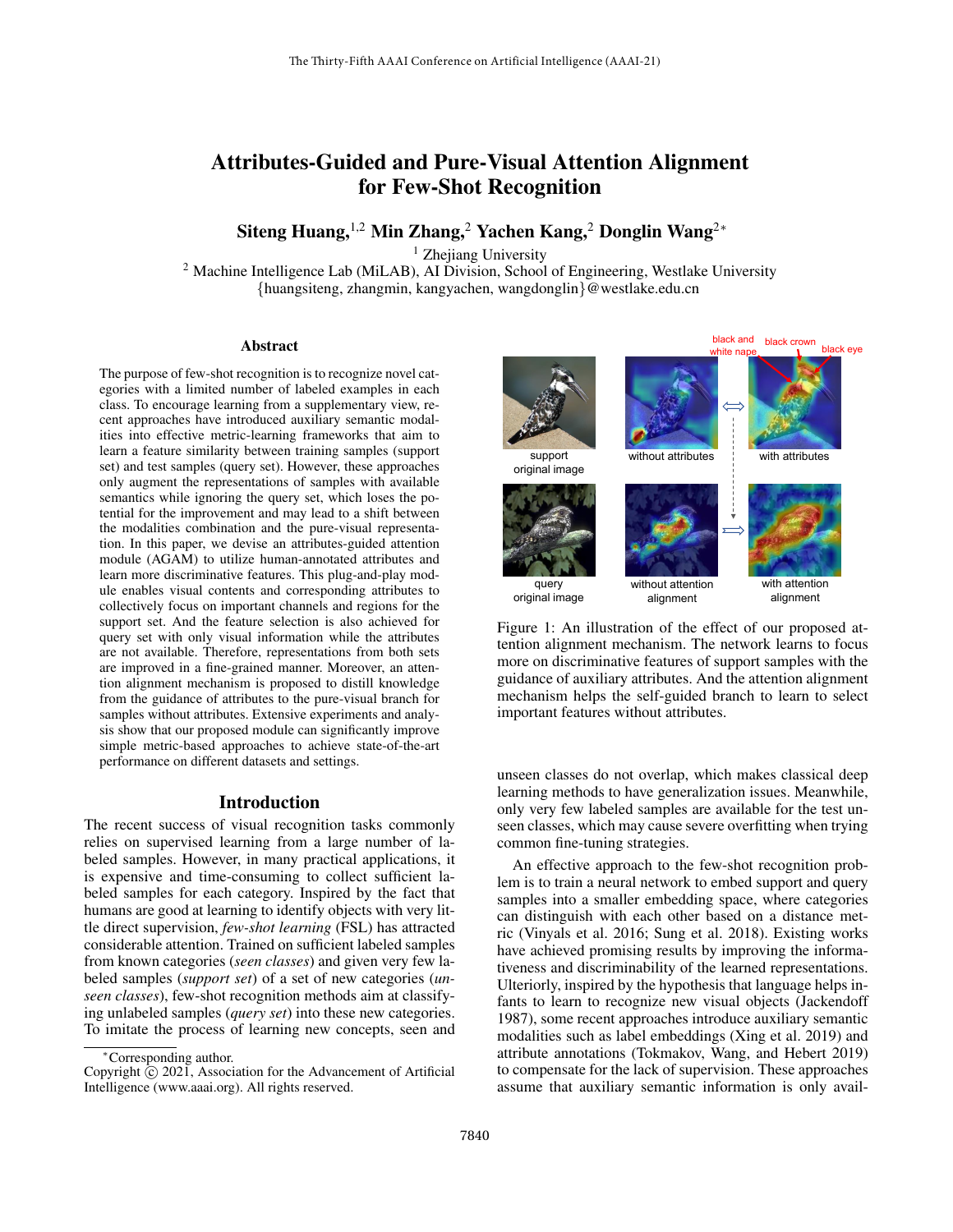# Attributes-Guided and Pure-Visual Attention Alignment for Few-Shot Recognition

**Siteng Huang,[1,2] Min Zhang,[2] Yachen Kang,[2] Donglin Wang[2]***

[1] Zhejiang University
[2] Machine Intelligence Lab (MiLAB), AI Division, School of Engineering, Westlake University
{huangsiteng, zhangmin, kangyachen, wangdonglin}@westlake.edu.cn

## Abstract

The purpose of few-shot recognition is to recognize novel categories with a limited number of labeled examples in each class. To encourage learning from a supplementary view, recent approaches have introduced auxiliary semantic modalities into effective metric-learning frameworks that aim to learn a feature similarity between training samples (support set) and test samples (query set). However, these approaches only augment the representations of samples with available semantics while ignoring the query set, which loses the potential for the improvement and may lead to a shift between the modalities combination and the pure-visual representation. In this paper, we devise an attributes-guided attention module (AGAM) to utilize human-annotated attributes and learn more discriminative features. This plug-and-play module enables visual contents and corresponding attributes to collectively focus on important channels and regions for the support set. And the feature selection is also achieved for query set with only visual information while the attributes are not available. Therefore, representations from both sets are improved in a fine-grained manner. Moreover, an attention alignment mechanism is proposed to distill knowledge from the guidance of attributes to the pure-visual branch for samples without attributes. Extensive experiments and analysis show that our proposed module can significantly improve simple metric-based approaches to achieve state-of-the-art performance on different datasets and settings.

## Introduction

The recent success of visual recognition tasks commonly relies on supervised learning from a large number of labeled samples. However, in many practical applications, it is expensive and time-consuming to collect sufficient labeled samples for each category. Inspired by the fact that humans are good at learning to identify objects with very little direct supervision, *few-shot learning* (FSL) has attracted considerable attention. Trained on sufficient labeled samples from known categories (*seen classes*) and given very few labeled samples (*support set*) of a set of new categories (*unseen classes*), few-shot recognition methods aim at classifying unlabeled samples (*query set*) into these new categories. To imitate the process of learning new concepts, seen and unseen classes do not overlap, which makes classical deep learning methods to have generalization issues. Meanwhile, only very few labeled samples are available for the test unseen classes, which may cause severe overfitting when trying common fine-tuning strategies.

Figure 1: An illustration of the effect of our proposed attention alignment mechanism. The network learns to focus more on discriminative features of support samples with the guidance of auxiliary attributes. And the attention alignment mechanism helps the self-guided branch to learn to select important features without attributes.

An effective approach to the few-shot recognition problem is to train a neural network to embed support and query samples into a smaller embedding space, where categories can distinguish with each other based on a distance metric (Vinyals et al. 2016; Sung et al. 2018). Existing works have achieved promising results by improving the informativeness and discriminability of the learned representations. Ulteriorly, inspired by the hypothesis that language helps infants to learn to recognize new visual objects (Jackendoff 1987), some recent approaches introduce auxiliary semantic modalities such as label embeddings (Xing et al. 2019) and attribute annotations (Tokmakov, Wang, and Hebert 2019) to compensate for the lack of supervision. These approaches assume that auxiliary semantic information is only avail-

*Corresponding author.
Copyright © 2021, Association for the Advancement of Artificial Intelligence (www.aaai.org). All rights reserved.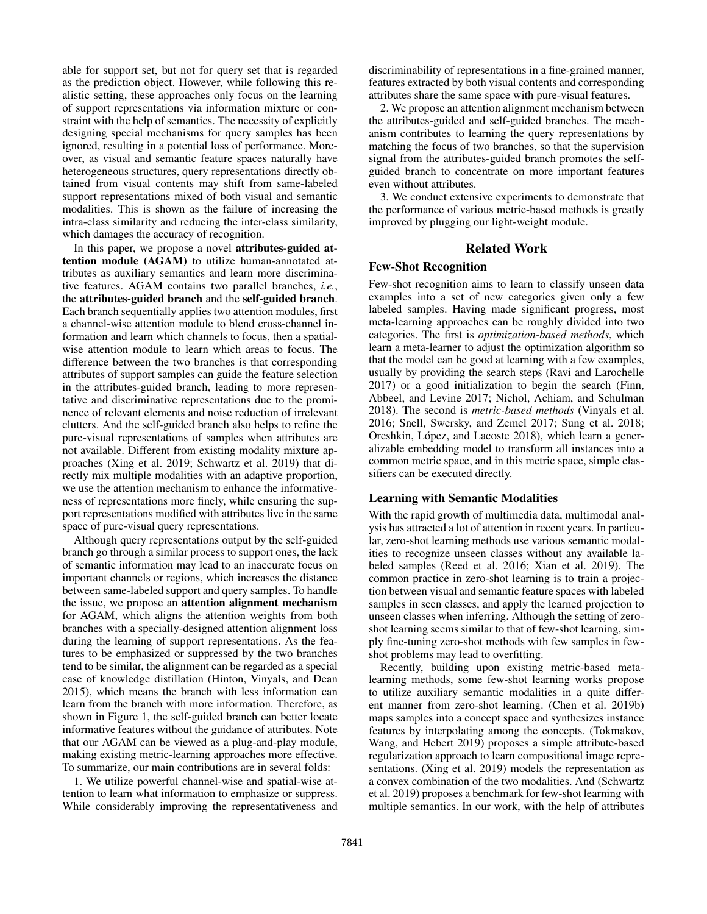able for support set, but not for query set that is regarded as the prediction object. However, while following this realistic setting, these approaches only focus on the learning of support representations via information mixture or constraint with the help of semantics. The necessity of explicitly designing special mechanisms for query samples has been ignored, resulting in a potential loss of performance. Moreover, as visual and semantic feature spaces naturally have heterogeneous structures, query representations directly obtained from visual contents may shift from same-labeled support representations mixed of both visual and semantic modalities. This is shown as the failure of increasing the intra-class similarity and reducing the inter-class similarity, which damages the accuracy of recognition.

In this paper, we propose a novel **attributes-guided attention module (AGAM)** to utilize human-annotated attributes as auxiliary semantics and learn more discriminative features. AGAM contains two parallel branches, *i.e.*, the **attributes-guided branch** and the **self-guided branch**. Each branch sequentially applies two attention modules, first a channel-wise attention module to blend cross-channel information and learn which channels to focus, then a spatial-wise attention module to learn which areas to focus. The difference between the two branches is that corresponding attributes of support samples can guide the feature selection in the attributes-guided branch, leading to more representative and discriminative representations due to the prominence of relevant elements and noise reduction of irrelevant clutters. And the self-guided branch also helps to refine the pure-visual representations of samples when attributes are not available. Different from existing modality mixture approaches (Xing et al. 2019; Schwartz et al. 2019) that directly mix multiple modalities with an adaptive proportion, we use the attention mechanism to enhance the informativeness of representations more finely, while ensuring the support representations modified with attributes live in the same space of pure-visual query representations.

Although query representations output by the self-guided branch go through a similar process to support ones, the lack of semantic information may lead to an inaccurate focus on important channels or regions, which increases the distance between same-labeled support and query samples. To handle the issue, we propose an **attention alignment mechanism** for AGAM, which aligns the attention weights from both branches with a specially-designed attention alignment loss during the learning of support representations. As the features to be emphasized or suppressed by the two branches tend to be similar, the alignment can be regarded as a special case of knowledge distillation (Hinton, Vinyals, and Dean 2015), which means the branch with less information can learn from the branch with more information. Therefore, as shown in Figure 1, the self-guided branch can better locate informative features without the guidance of attributes. Note that our AGAM can be viewed as a plug-and-play module, making existing metric-learning approaches more effective. To summarize, our main contributions are in several folds:

1. We utilize powerful channel-wise and spatial-wise attention to learn what information to emphasize or suppress. While considerably improving the representativeness and discriminability of representations in a fine-grained manner, features extracted by both visual contents and corresponding attributes share the same space with pure-visual features.

2. We propose an attention alignment mechanism between the attributes-guided and self-guided branches. The mechanism contributes to learning the query representations by matching the focus of two branches, so that the supervision signal from the attributes-guided branch promotes the self-guided branch to concentrate on more important features even without attributes.

3. We conduct extensive experiments to demonstrate that the performance of various metric-based methods is greatly improved by plugging our light-weight module.

## Related Work

### Few-Shot Recognition

Few-shot recognition aims to learn to classify unseen data examples into a set of new categories given only a few labeled samples. Having made significant progress, most meta-learning approaches can be roughly divided into two categories. The first is *optimization-based methods*, which learn a meta-learner to adjust the optimization algorithm so that the model can be good at learning with a few examples, usually by providing the search steps (Ravi and Larochelle 2017) or a good initialization to begin the search (Finn, Abbeel, and Levine 2017; Nichol, Achiam, and Schulman 2018). The second is *metric-based methods* (Vinyals et al. 2016; Snell, Swersky, and Zemel 2017; Sung et al. 2018; Oreshkin, López, and Lacoste 2018), which learn a generalizable embedding model to transform all instances into a common metric space, and in this metric space, simple classifiers can be executed directly.

### Learning with Semantic Modalities

With the rapid growth of multimedia data, multimodal analysis has attracted a lot of attention in recent years. In particular, zero-shot learning methods use various semantic modalities to recognize unseen classes without any available labeled samples (Reed et al. 2016; Xian et al. 2019). The common practice in zero-shot learning is to train a projection between visual and semantic feature spaces with labeled samples in seen classes, and apply the learned projection to unseen classes when inferring. Although the setting of zero-shot learning seems similar to that of few-shot learning, simply fine-tuning zero-shot methods with few samples in few-shot problems may lead to overfitting.

Recently, building upon existing metric-based meta-learning methods, some few-shot learning works propose to utilize auxiliary semantic modalities in a quite different manner from zero-shot learning. (Chen et al. 2019b) maps samples into a concept space and synthesizes instance features by interpolating among the concepts. (Tokmakov, Wang, and Hebert 2019) proposes a simple attribute-based regularization approach to learn compositional image representations. (Xing et al. 2019) models the representation as a convex combination of the two modalities. And (Schwartz et al. 2019) proposes a benchmark for few-shot learning with multiple semantics. In our work, with the help of attributes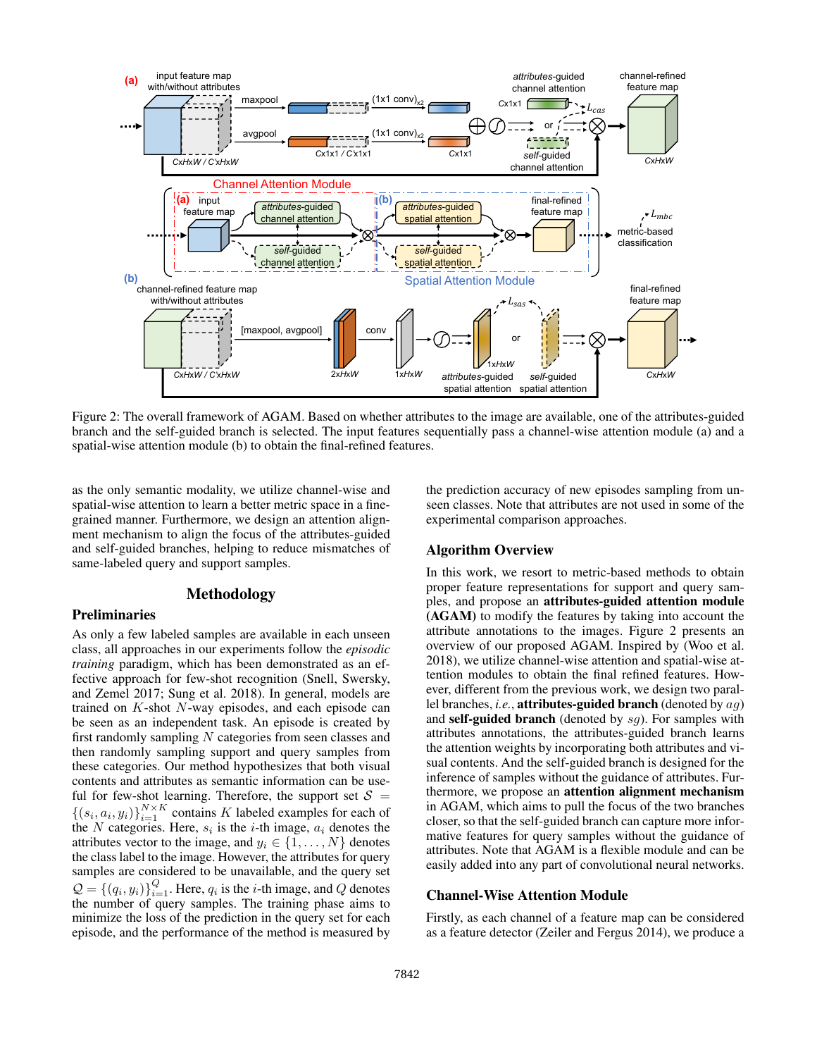Figure 2: The overall framework of AGAM. Based on whether attributes to the image are available, one of the attributes-guided branch and the self-guided branch is selected. The input features sequentially pass a channel-wise attention module (a) and a spatial-wise attention module (b) to obtain the final-refined features.

as the only semantic modality, we utilize channel-wise and spatial-wise attention to learn a better metric space in a fine-grained manner. Furthermore, we design an attention alignment mechanism to align the focus of the attributes-guided and self-guided branches, helping to reduce mismatches of same-labeled query and support samples.

# Methodology

## Preliminaries

As only a few labeled samples are available in each unseen class, all approaches in our experiments follow the *episodic training* paradigm, which has been demonstrated as an effective approach for few-shot recognition (Snell, Swersky, and Zemel 2017; Sung et al. 2018). In general, models are trained on $K$-shot $N$-way episodes, and each episode can be seen as an independent task. An episode is created by first randomly sampling $N$ categories from seen classes and then randomly sampling support and query samples from these categories. Our method hypothesizes that both visual contents and attributes as semantic information can be useful for few-shot learning. Therefore, the support set $\mathcal{S} = \{(s_i, a_i, y_i)\}_{i=1}^{N \times K}$ contains $K$ labeled examples for each of the $N$ categories. Here, $s_i$ is the $i$-th image, $a_i$ denotes the attributes vector to the image, and $y_i \in \{1, \ldots, N\}$ denotes the class label to the image. However, the attributes for query samples are considered to be unavailable, and the query set $\mathcal{Q} = \{(q_i, y_i)\}_{i=1}^{Q}$. Here, $q_i$ is the $i$-th image, and $Q$ denotes the number of query samples. The training phase aims to minimize the loss of the prediction in the query set for each episode, and the performance of the method is measured by the prediction accuracy of new episodes sampling from unseen classes. Note that attributes are not used in some of the experimental comparison approaches.

## Algorithm Overview

In this work, we resort to metric-based methods to obtain proper feature representations for support and query samples, and propose an **attributes-guided attention module (AGAM)** to modify the features by taking into account the attribute annotations to the images. Figure 2 presents an overview of our proposed AGAM. Inspired by (Woo et al. 2018), we utilize channel-wise attention and spatial-wise attention modules to obtain the final refined features. However, different from the previous work, we design two parallel branches, *i.e.*, **attributes-guided branch** (denoted by $ag$) and **self-guided branch** (denoted by $sg$). For samples with attributes annotations, the attributes-guided branch learns the attention weights by incorporating both attributes and visual contents. And the self-guided branch is designed for the inference of samples without the guidance of attributes. Furthermore, we propose an **attention alignment mechanism** in AGAM, which aims to pull the focus of the two branches closer, so that the self-guided branch can capture more informative features for query samples without the guidance of attributes. Note that AGAM is a flexible module and can be easily added into any part of convolutional neural networks.

## Channel-Wise Attention Module

Firstly, as each channel of a feature map can be considered as a feature detector (Zeiler and Fergus 2014), we produce a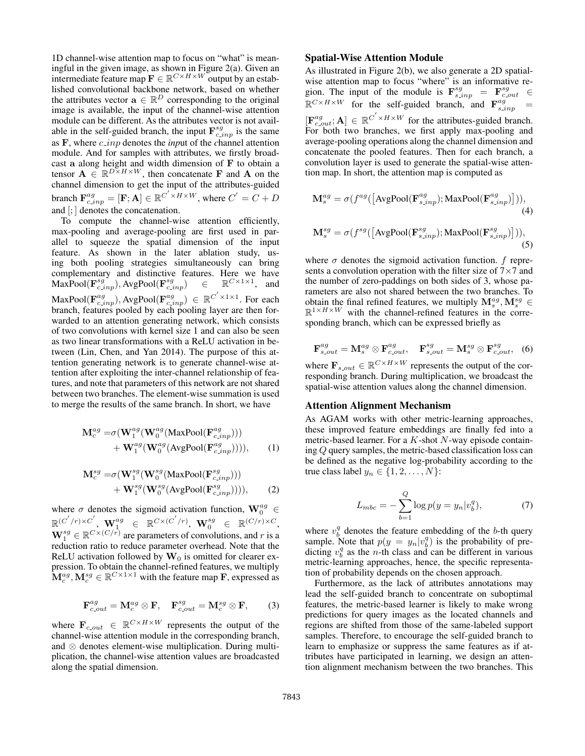1D channel-wise attention map to focus on "what" is meaningful in the given image, as shown in Figure 2(a). Given an intermediate feature map $\mathbf{F} \in \mathbb{R}^{C\times H\times W}$ output by an established convolutional backbone network, based on whether the attributes vector $\mathbf{a} \in \mathbb{R}^{D}$ corresponding to the original image is available, the input of the channel-wise attention module can be different. As the attributes vector is not available in the self-guided branch, the input $\mathbf{F}^{sg}_{c\_inp}$ is the same as $\mathbf{F}$, where $c\_inp$ denotes the *inp*ut of the *c*hannel attention module. And for samples with attributes, we firstly broadcast $\mathbf{a}$ along height and width dimension of $\mathbf{F}$ to obtain a tensor $\mathbf{A} \in \mathbb{R}^{D\times H\times W}$, then concatenate $\mathbf{F}$ and $\mathbf{A}$ on the channel dimension to get the input of the attributes-guided branch $\mathbf{F}^{ag}_{c\_inp} = [\mathbf{F}; \mathbf{A}] \in \mathbb{R}^{C^{'}\times H\times W}$, where $C^{'} = C + D$ and $[;]$ denotes the concatenation.

To compute the channel-wise attention efficiently, max-pooling and average-pooling are first used in parallel to squeeze the spatial dimension of the input feature. As shown in the later ablation study, using both pooling strategies simultaneously can bring complementary and distinctive features. Here we have $\mathrm{MaxPool}(\mathbf{F}^{sg}_{c\_inp}), \mathrm{AvgPool}(\mathbf{F}^{sg}_{c\_inp}) \in \mathbb{R}^{C\times 1\times 1}$, and $\mathrm{MaxPool}(\mathbf{F}^{ag}_{c\_inp}), \mathrm{AvgPool}(\mathbf{F}^{ag}_{c\_inp}) \in \mathbb{R}^{C^{'}\times 1\times 1}$. For each branch, features pooled by each pooling layer are then forwarded to an attention generating network, which consists of two convolutions with kernel size 1 and can also be seen as two linear transformations with a ReLU activation in between (Lin, Chen, and Yan 2014). The purpose of this attention generating network is to generate channel-wise attention after exploiting the inter-channel relationship of features, and note that parameters of this network are not shared between two branches. The element-wise summation is used to merge the results of the same branch. In short, we have

$$\begin{aligned}\mathbf{M}^{ag}_{c} = &\sigma(\mathbf{W}^{ag}_{1}(\mathbf{W}^{ag}_{0}(\mathrm{MaxPool}(\mathbf{F}^{ag}_{c\_inp}))) \\ &+ \mathbf{W}^{ag}_{1}(\mathbf{W}^{ag}_{0}(\mathrm{AvgPool}(\mathbf{F}^{ag}_{c\_inp})))),\end{aligned} \tag{1}$$

$$\begin{aligned}\mathbf{M}^{sg}_{c} = &\sigma(\mathbf{W}^{sg}_{1}(\mathbf{W}^{sg}_{0}(\mathrm{MaxPool}(\mathbf{F}^{sg}_{c\_inp}))) \\ &+ \mathbf{W}^{sg}_{1}(\mathbf{W}^{sg}_{0}(\mathrm{AvgPool}(\mathbf{F}^{sg}_{c\_inp})))),\end{aligned} \tag{2}$$

where $\sigma$ denotes the sigmoid activation function, $\mathbf{W}^{ag}_{0} \in \mathbb{R}^{(C^{'}/r)\times C^{'}}$, $\mathbf{W}^{ag}_{1} \in \mathbb{R}^{C\times (C^{'}/r)}$, $\mathbf{W}^{sg}_{0} \in \mathbb{R}^{(C/r)\times C}$, $\mathbf{W}^{sg}_{1} \in \mathbb{R}^{C\times (C/r)}$ are parameters of convolutions, and $r$ is a reduction ratio to reduce parameter overhead. Note that the ReLU activation followed by $\mathbf{W}_0$ is omitted for clearer expression. To obtain the channel-refined features, we multiply $\mathbf{M}^{ag}_{c}, \mathbf{M}^{sg}_{c} \in \mathbb{R}^{C\times 1\times 1}$ with the feature map $\mathbf{F}$, expressed as

$$\mathbf{F}^{ag}_{c\_out} = \mathbf{M}^{ag}_{c} \otimes \mathbf{F}, \quad \mathbf{F}^{sg}_{c\_out} = \mathbf{M}^{sg}_{c} \otimes \mathbf{F}, \tag{3}$$

where $\mathbf{F}_{c\_out} \in \mathbb{R}^{C\times H\times W}$ represents the output of the channel-wise attention module in the corresponding branch, and $\otimes$ denotes element-wise multiplication. During multiplication, the channel-wise attention values are broadcasted along the spatial dimension.

## Spatial-Wise Attention Module

As illustrated in Figure 2(b), we also generate a 2D spatial-wise attention map to focus "where" is an informative region. The input of the module is $\mathbf{F}^{sg}_{s\_inp} = \mathbf{F}^{sg}_{c\_out} \in \mathbb{R}^{C\times H\times W}$ for the self-guided branch, and $\mathbf{F}^{ag}_{s\_inp} = [\mathbf{F}^{ag}_{c\_out}; \mathbf{A}] \in \mathbb{R}^{C^{'}\times H\times W}$ for the attributes-guided branch. For both two branches, we first apply max-pooling and average-pooling operations along the channel dimension and concatenate the pooled features. Then for each branch, a convolution layer is used to generate the spatial-wise attention map. In short, the attention map is computed as

$$\mathbf{M}^{ag}_{s} = \sigma(f^{ag}([\mathrm{AvgPool}(\mathbf{F}^{ag}_{s\_inp}); \mathrm{MaxPool}(\mathbf{F}^{ag}_{s\_inp})])), \tag{4}$$

$$\mathbf{M}^{sg}_{s} = \sigma(f^{sg}([\mathrm{AvgPool}(\mathbf{F}^{sg}_{s\_inp}); \mathrm{MaxPool}(\mathbf{F}^{sg}_{s\_inp})])), \tag{5}$$

where $\sigma$ denotes the sigmoid activation function. $f$ represents a convolution operation with the filter size of $7\times 7$ and the number of zero-paddings on both sides of 3, whose parameters are also not shared between the two branches. To obtain the final refined features, we multiply $\mathbf{M}^{ag}_{s}, \mathbf{M}^{sg}_{s} \in \mathbb{R}^{1\times H\times W}$ with the channel-refined features in the corresponding branch, which can be expressed briefly as

$$\mathbf{F}^{ag}_{s\_out} = \mathbf{M}^{ag}_{s} \otimes \mathbf{F}^{ag}_{c\_out}, \quad \mathbf{F}^{sg}_{s\_out} = \mathbf{M}^{sg}_{s} \otimes \mathbf{F}^{sg}_{c\_out}, \tag{6}$$

where $\mathbf{F}_{s\_out} \in \mathbb{R}^{C\times H\times W}$ represents the output of the corresponding branch. During multiplication, we broadcast the spatial-wise attention values along the channel dimension.

## Attention Alignment Mechanism

As AGAM works with other metric-learning approaches, these improved feature embeddings are finally fed into a metric-based learner. For a $K$-shot $N$-way episode containing $Q$ query samples, the metric-based classification loss can be defined as the negative log-probability according to the true class label $y_n \in \{1, 2, \ldots, N\}$:

$$L_{mbc} = -\sum_{b=1}^{Q} \log p(y = y_n | v^{q}_{b}), \tag{7}$$

where $v^{q}_{b}$ denotes the feature embedding of the $b$-th query sample. Note that $p(y = y_n | v^{q}_{b})$ is the probability of predicting $v^{q}_{b}$ as the $n$-th class and can be different in various metric-learning approaches, hence, the specific representation of probability depends on the chosen approach.

Furthermore, as the lack of attributes annotations may lead the self-guided branch to concentrate on suboptimal features, the metric-based learner is likely to make wrong predictions for query images as the located channels and regions are shifted from those of the same-labeled support samples. Therefore, to encourage the self-guided branch to learn to emphasize or suppress the same features as if attributes have participated in learning, we design an attention alignment mechanism between the two branches. This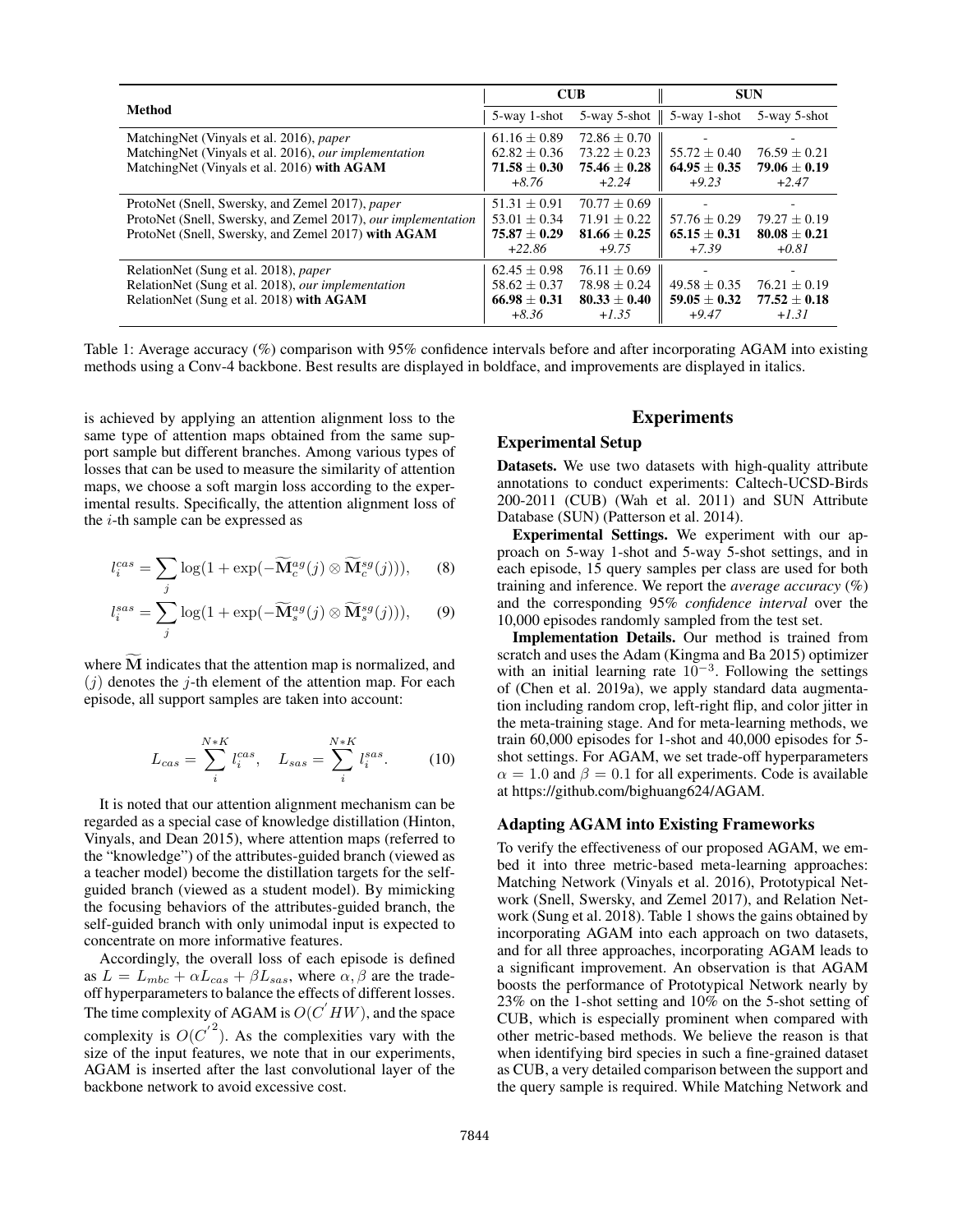| Method | CUB | | SUN | |
|---|---|---|---|---|
| | 5-way 1-shot | 5-way 5-shot | 5-way 1-shot | 5-way 5-shot |
| MatchingNet (Vinyals et al. 2016), *paper* | $61.16 \pm 0.89$ | $72.86 \pm 0.70$ | - | - |
| MatchingNet (Vinyals et al. 2016), *our implementation* | $62.82 \pm 0.36$ | $73.22 \pm 0.23$ | $55.72 \pm 0.40$ | $76.59 \pm 0.21$ |
| MatchingNet (Vinyals et al. 2016) **with AGAM** | $\mathbf{71.58 \pm 0.30}$ | $\mathbf{75.46 \pm 0.28}$ | $\mathbf{64.95 \pm 0.35}$ | $\mathbf{79.06 \pm 0.19}$ |
| | *+8.76* | *+2.24* | *+9.23* | *+2.47* |
| ProtoNet (Snell, Swersky, and Zemel 2017), *paper* | $51.31 \pm 0.91$ | $70.77 \pm 0.69$ | - | - |
| ProtoNet (Snell, Swersky, and Zemel 2017), *our implementation* | $53.01 \pm 0.34$ | $71.91 \pm 0.22$ | $57.76 \pm 0.29$ | $79.27 \pm 0.19$ |
| ProtoNet (Snell, Swersky, and Zemel 2017) **with AGAM** | $\mathbf{75.87 \pm 0.29}$ | $\mathbf{81.66 \pm 0.25}$ | $\mathbf{65.15 \pm 0.31}$ | $\mathbf{80.08 \pm 0.21}$ |
| | *+22.86* | *+9.75* | *+7.39* | *+0.81* |
| RelationNet (Sung et al. 2018), *paper* | $62.45 \pm 0.98$ | $76.11 \pm 0.69$ | - | - |
| RelationNet (Sung et al. 2018), *our implementation* | $58.62 \pm 0.37$ | $78.98 \pm 0.24$ | $49.58 \pm 0.35$ | $76.21 \pm 0.19$ |
| RelationNet (Sung et al. 2018) **with AGAM** | $\mathbf{66.98 \pm 0.31}$ | $\mathbf{80.33 \pm 0.40}$ | $\mathbf{59.05 \pm 0.32}$ | $\mathbf{77.52 \pm 0.18}$ |
| | *+8.36* | *+1.35* | *+9.47* | *+1.31* |

Table 1: Average accuracy (%) comparison with 95% confidence intervals before and after incorporating AGAM into existing methods using a Conv-4 backbone. Best results are displayed in boldface, and improvements are displayed in italics.

is achieved by applying an attention alignment loss to the same type of attention maps obtained from the same support sample but different branches. Among various types of losses that can be used to measure the similarity of attention maps, we choose a soft margin loss according to the experimental results. Specifically, the attention alignment loss of the $i$-th sample can be expressed as

$$l_i^{cas} = \sum_j \log(1 + \exp(-\widetilde{\mathbf{M}}_c^{ag}(j) \otimes \widetilde{\mathbf{M}}_c^{sg}(j))), \tag{8}$$

$$l_i^{sas} = \sum_j \log(1 + \exp(-\widetilde{\mathbf{M}}_s^{ag}(j) \otimes \widetilde{\mathbf{M}}_s^{sg}(j))), \tag{9}$$

where $\widetilde{\mathbf{M}}$ indicates that the attention map is normalized, and $(j)$ denotes the $j$-th element of the attention map. For each episode, all support samples are taken into account:

$$L_{cas} = \sum_i^{N*K} l_i^{cas}, \quad L_{sas} = \sum_i^{N*K} l_i^{sas}. \tag{10}$$

It is noted that our attention alignment mechanism can be regarded as a special case of knowledge distillation (Hinton, Vinyals, and Dean 2015), where attention maps (referred to the "knowledge") of the attributes-guided branch (viewed as a teacher model) become the distillation targets for the self-guided branch (viewed as a student model). By mimicking the focusing behaviors of the attributes-guided branch, the self-guided branch with only unimodal input is expected to concentrate on more informative features.

Accordingly, the overall loss of each episode is defined as $L = L_{mbc} + \alpha L_{cas} + \beta L_{sas}$, where $\alpha, \beta$ are the trade-off hyperparameters to balance the effects of different losses. The time complexity of AGAM is $O(C^{'}HW)$, and the space complexity is $O(C^{'^2})$. As the complexities vary with the size of the input features, we note that in our experiments, AGAM is inserted after the last convolutional layer of the backbone network to avoid excessive cost.

# Experiments

## Experimental Setup

**Datasets.** We use two datasets with high-quality attribute annotations to conduct experiments: Caltech-UCSD-Birds 200-2011 (CUB) (Wah et al. 2011) and SUN Attribute Database (SUN) (Patterson et al. 2014).

**Experimental Settings.** We experiment with our approach on 5-way 1-shot and 5-way 5-shot settings, and in each episode, 15 query samples per class are used for both training and inference. We report the *average accuracy* (%) and the corresponding 95% *confidence interval* over the 10,000 episodes randomly sampled from the test set.

**Implementation Details.** Our method is trained from scratch and uses the Adam (Kingma and Ba 2015) optimizer with an initial learning rate $10^{-3}$. Following the settings of (Chen et al. 2019a), we apply standard data augmentation including random crop, left-right flip, and color jitter in the meta-training stage. And for meta-learning methods, we train 60,000 episodes for 1-shot and 40,000 episodes for 5-shot settings. For AGAM, we set trade-off hyperparameters $\alpha = 1.0$ and $\beta = 0.1$ for all experiments. Code is available at https://github.com/bighuang624/AGAM.

## Adapting AGAM into Existing Frameworks

To verify the effectiveness of our proposed AGAM, we embed it into three metric-based meta-learning approaches: Matching Network (Vinyals et al. 2016), Prototypical Network (Snell, Swersky, and Zemel 2017), and Relation Network (Sung et al. 2018). Table 1 shows the gains obtained by incorporating AGAM into each approach on two datasets, and for all three approaches, incorporating AGAM leads to a significant improvement. An observation is that AGAM boosts the performance of Prototypical Network nearly by 23% on the 1-shot setting and 10% on the 5-shot setting of CUB, which is especially prominent when compared with other metric-based methods. We believe the reason is that when identifying bird species in such a fine-grained dataset as CUB, a very detailed comparison between the support and the query sample is required. While Matching Network and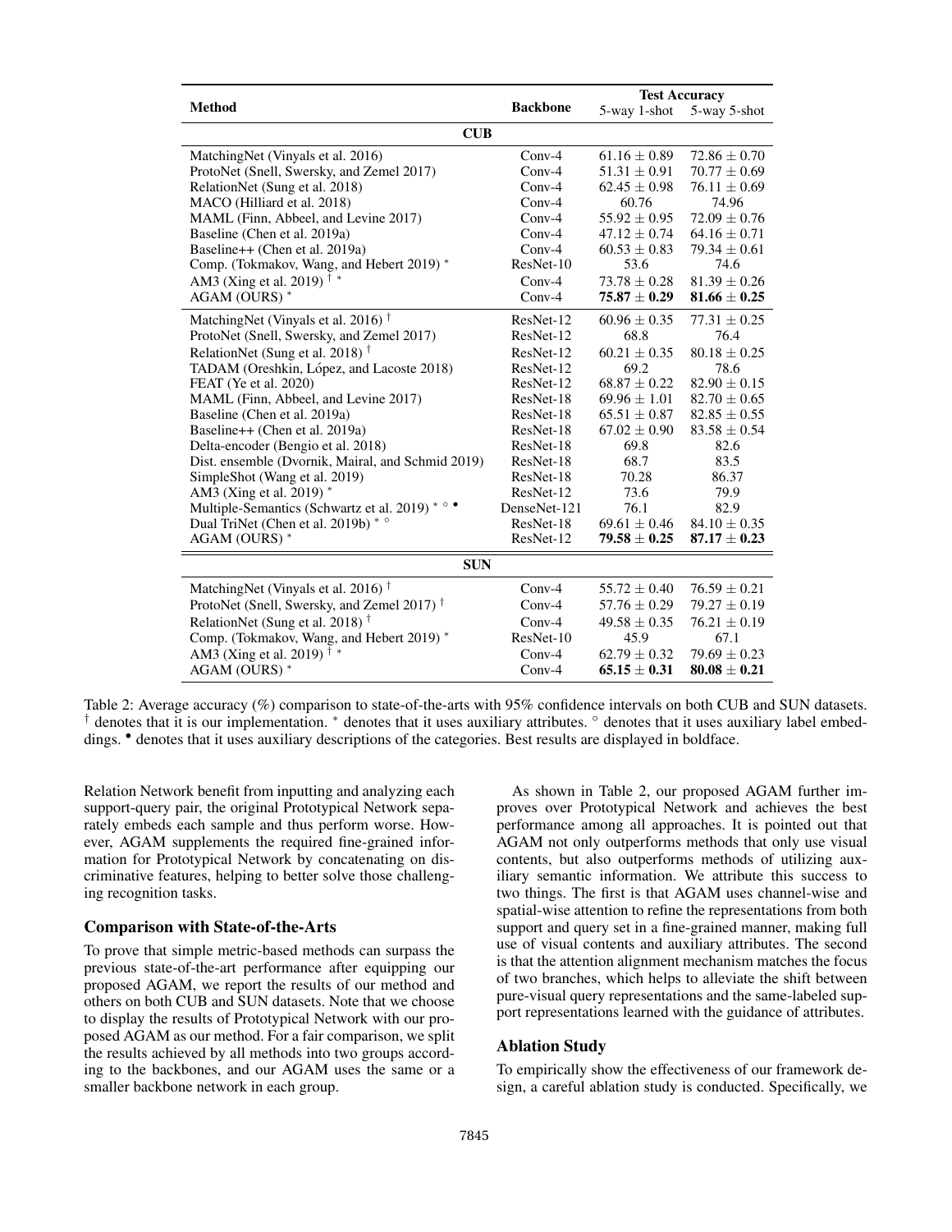| Method | Backbone | Test Accuracy | |
|---|---|---|---|
| | | 5-way 1-shot | 5-way 5-shot |
| **CUB** | | | |
| MatchingNet (Vinyals et al. 2016) | Conv-4 | $61.16 \pm 0.89$ | $72.86 \pm 0.70$ |
| ProtoNet (Snell, Swersky, and Zemel 2017) | Conv-4 | $51.31 \pm 0.91$ | $70.77 \pm 0.69$ |
| RelationNet (Sung et al. 2018) | Conv-4 | $62.45 \pm 0.98$ | $76.11 \pm 0.69$ |
| MACO (Hilliard et al. 2018) | Conv-4 | 60.76 | 74.96 |
| MAML (Finn, Abbeel, and Levine 2017) | Conv-4 | $55.92 \pm 0.95$ | $72.09 \pm 0.76$ |
| Baseline (Chen et al. 2019a) | Conv-4 | $47.12 \pm 0.74$ | $64.16 \pm 0.71$ |
| Baseline++ (Chen et al. 2019a) | Conv-4 | $60.53 \pm 0.83$ | $79.34 \pm 0.61$ |
| Comp. (Tokmakov, Wang, and Hebert 2019) $^{*}$ | ResNet-10 | 53.6 | 74.6 |
| AM3 (Xing et al. 2019) $^{\dagger}$ $^{*}$ | Conv-4 | $73.78 \pm 0.28$ | $81.39 \pm 0.26$ |
| AGAM (OURS) $^{*}$ | Conv-4 | $\mathbf{75.87 \pm 0.29}$ | $\mathbf{81.66 \pm 0.25}$ |
| MatchingNet (Vinyals et al. 2016) $^{\dagger}$ | ResNet-12 | $60.96 \pm 0.35$ | $77.31 \pm 0.25$ |
| ProtoNet (Snell, Swersky, and Zemel 2017) | ResNet-12 | 68.8 | 76.4 |
| RelationNet (Sung et al. 2018) $^{\dagger}$ | ResNet-12 | $60.21 \pm 0.35$ | $80.18 \pm 0.25$ |
| TADAM (Oreshkin, López, and Lacoste 2018) | ResNet-12 | 69.2 | 78.6 |
| FEAT (Ye et al. 2020) | ResNet-12 | $68.87 \pm 0.22$ | $82.90 \pm 0.15$ |
| MAML (Finn, Abbeel, and Levine 2017) | ResNet-18 | $69.96 \pm 1.01$ | $82.70 \pm 0.65$ |
| Baseline (Chen et al. 2019a) | ResNet-18 | $65.51 \pm 0.87$ | $82.85 \pm 0.55$ |
| Baseline++ (Chen et al. 2019a) | ResNet-18 | $67.02 \pm 0.90$ | $83.58 \pm 0.54$ |
| Delta-encoder (Bengio et al. 2018) | ResNet-18 | 69.8 | 82.6 |
| Dist. ensemble (Dvornik, Mairal, and Schmid 2019) | ResNet-18 | 68.7 | 83.5 |
| SimpleShot (Wang et al. 2019) | ResNet-18 | 70.28 | 86.37 |
| AM3 (Xing et al. 2019) $^{*}$ | ResNet-12 | 73.6 | 79.9 |
| Multiple-Semantics (Schwartz et al. 2019) $^{*}$ $^{\circ}$ $^{\bullet}$ | DenseNet-121 | 76.1 | 82.9 |
| Dual TriNet (Chen et al. 2019b) $^{*}$ $^{\circ}$ | ResNet-18 | $69.61 \pm 0.46$ | $84.10 \pm 0.35$ |
| AGAM (OURS) $^{*}$ | ResNet-12 | $\mathbf{79.58 \pm 0.25}$ | $\mathbf{87.17 \pm 0.23}$ |
| **SUN** | | | |
| MatchingNet (Vinyals et al. 2016) $^{\dagger}$ | Conv-4 | $55.72 \pm 0.40$ | $76.59 \pm 0.21$ |
| ProtoNet (Snell, Swersky, and Zemel 2017) $^{\dagger}$ | Conv-4 | $57.76 \pm 0.29$ | $79.27 \pm 0.19$ |
| RelationNet (Sung et al. 2018) $^{\dagger}$ | Conv-4 | $49.58 \pm 0.35$ | $76.21 \pm 0.19$ |
| Comp. (Tokmakov, Wang, and Hebert 2019) $^{*}$ | ResNet-10 | 45.9 | 67.1 |
| AM3 (Xing et al. 2019) $^{\dagger}$ $^{*}$ | Conv-4 | $62.79 \pm 0.32$ | $79.69 \pm 0.23$ |
| AGAM (OURS) $^{*}$ | Conv-4 | $\mathbf{65.15 \pm 0.31}$ | $\mathbf{80.08 \pm 0.21}$ |

Table 2: Average accuracy (%) comparison to state-of-the-arts with 95% confidence intervals on both CUB and SUN datasets. $^{\dagger}$ denotes that it is our implementation. $^{*}$ denotes that it uses auxiliary attributes. $^{\circ}$ denotes that it uses auxiliary label embeddings. $^{\bullet}$ denotes that it uses auxiliary descriptions of the categories. Best results are displayed in boldface.

Relation Network benefit from inputting and analyzing each support-query pair, the original Prototypical Network separately embeds each sample and thus perform worse. However, AGAM supplements the required fine-grained information for Prototypical Network by concatenating on discriminative features, helping to better solve those challenging recognition tasks.

### Comparison with State-of-the-Arts

To prove that simple metric-based methods can surpass the previous state-of-the-art performance after equipping our proposed AGAM, we report the results of our method and others on both CUB and SUN datasets. Note that we choose to display the results of Prototypical Network with our proposed AGAM as our method. For a fair comparison, we split the results achieved by all methods into two groups according to the backbones, and our AGAM uses the same or a smaller backbone network in each group.

As shown in Table 2, our proposed AGAM further improves over Prototypical Network and achieves the best performance among all approaches. It is pointed out that AGAM not only outperforms methods that only use visual contents, but also outperforms methods of utilizing auxiliary semantic information. We attribute this success to two things. The first is that AGAM uses channel-wise and spatial-wise attention to refine the representations from both support and query set in a fine-grained manner, making full use of visual contents and auxiliary attributes. The second is that the attention alignment mechanism matches the focus of two branches, which helps to alleviate the shift between pure-visual query representations and the same-labeled support representations learned with the guidance of attributes.

### Ablation Study

To empirically show the effectiveness of our framework design, a careful ablation study is conducted. Specifically, we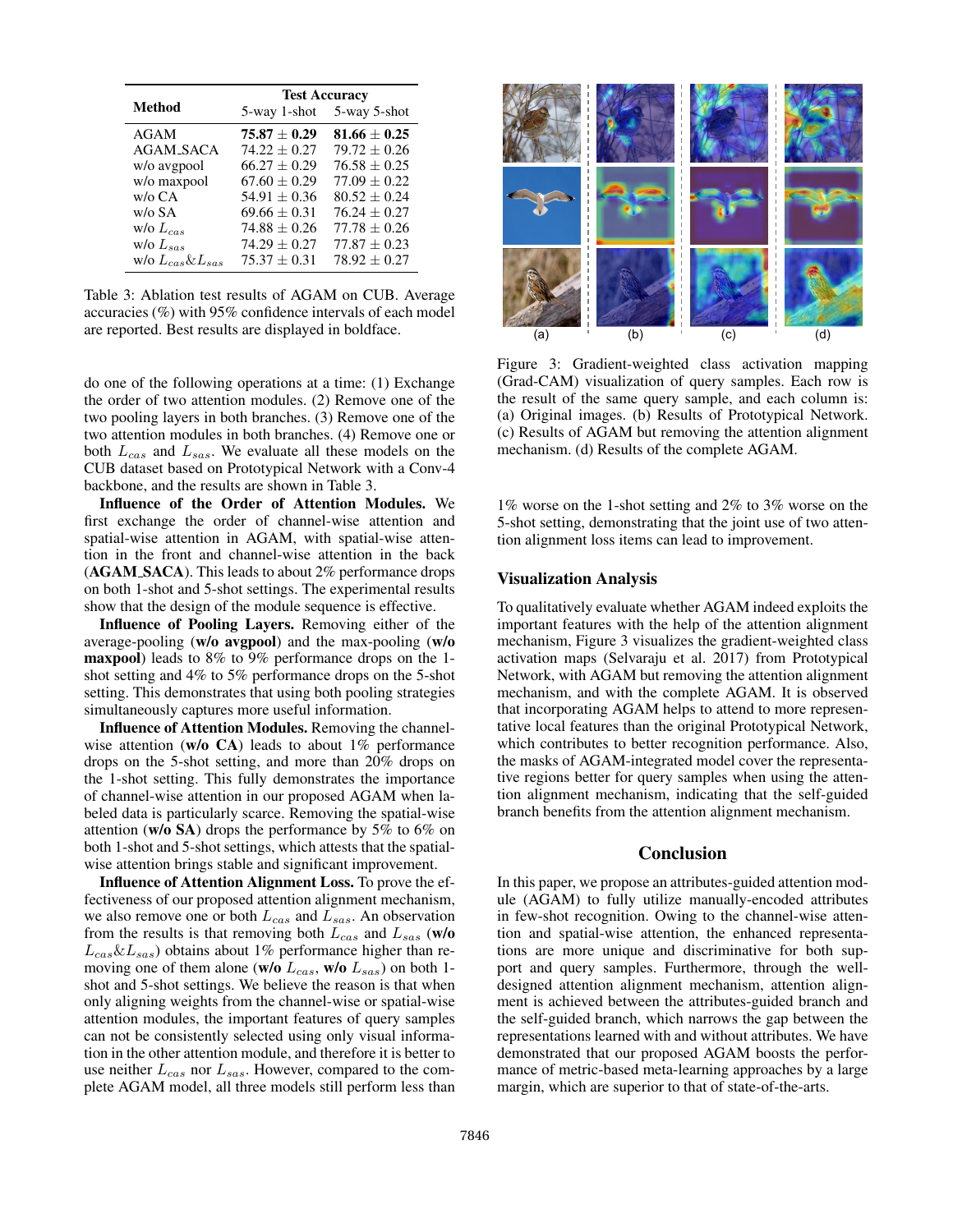| Method | Test Accuracy | |
|---|---|---|
| | 5-way 1-shot | 5-way 5-shot |
| AGAM | **75.87 ± 0.29** | **81.66 ± 0.25** |
| AGAM_SACA | 74.22 ± 0.27 | 79.72 ± 0.26 |
| w/o avgpool | 66.27 ± 0.29 | 76.58 ± 0.25 |
| w/o maxpool | 67.60 ± 0.29 | 77.09 ± 0.22 |
| w/o CA | 54.91 ± 0.36 | 80.52 ± 0.24 |
| w/o SA | 69.66 ± 0.31 | 76.24 ± 0.27 |
| w/o $L_{cas}$ | 74.88 ± 0.26 | 77.78 ± 0.26 |
| w/o $L_{sas}$ | 74.29 ± 0.27 | 77.87 ± 0.23 |
| w/o $L_{cas}$&$L_{sas}$ | 75.37 ± 0.31 | 78.92 ± 0.27 |

Table 3: Ablation test results of AGAM on CUB. Average accuracies (%) with 95% confidence intervals of each model are reported. Best results are displayed in boldface.

do one of the following operations at a time: (1) Exchange the order of two attention modules. (2) Remove one of the two pooling layers in both branches. (3) Remove one of the two attention modules in both branches. (4) Remove one or both $L_{cas}$ and $L_{sas}$. We evaluate all these models on the CUB dataset based on Prototypical Network with a Conv-4 backbone, and the results are shown in Table 3.

**Influence of the Order of Attention Modules.** We first exchange the order of channel-wise attention and spatial-wise attention in AGAM, with spatial-wise attention in the front and channel-wise attention in the back (**AGAM_SACA**). This leads to about 2% performance drops on both 1-shot and 5-shot settings. The experimental results show that the design of the module sequence is effective.

**Influence of Pooling Layers.** Removing either of the average-pooling (**w/o avgpool**) and the max-pooling (**w/o maxpool**) leads to 8% to 9% performance drops on the 1-shot setting and 4% to 5% performance drops on the 5-shot setting. This demonstrates that using both pooling strategies simultaneously captures more useful information.

**Influence of Attention Modules.** Removing the channel-wise attention (**w/o CA**) leads to about 1% performance drops on the 5-shot setting, and more than 20% drops on the 1-shot setting. This fully demonstrates the importance of channel-wise attention in our proposed AGAM when labeled data is particularly scarce. Removing the spatial-wise attention (**w/o SA**) drops the performance by 5% to 6% on both 1-shot and 5-shot settings, which attests that the spatial-wise attention brings stable and significant improvement.

**Influence of Attention Alignment Loss.** To prove the effectiveness of our proposed attention alignment mechanism, we also remove one or both $L_{cas}$ and $L_{sas}$. An observation from the results is that removing both $L_{cas}$ and $L_{sas}$ (**w/o** $L_{cas}$&$L_{sas}$) obtains about 1% performance higher than removing one of them alone (**w/o** $L_{cas}$, **w/o** $L_{sas}$) on both 1-shot and 5-shot settings. We believe the reason is that when only aligning weights from the channel-wise or spatial-wise attention modules, the important features of query samples can not be consistently selected using only visual information in the other attention module, and therefore it is better to use neither $L_{cas}$ nor $L_{sas}$. However, compared to the complete AGAM model, all three models still perform less than 1% worse on the 1-shot setting and 2% to 3% worse on the 5-shot setting, demonstrating that the joint use of two attention alignment loss items can lead to improvement.

Figure 3: Gradient-weighted class activation mapping (Grad-CAM) visualization of query samples. Each row is the result of the same query sample, and each column is: (a) Original images. (b) Results of Prototypical Network. (c) Results of AGAM but removing the attention alignment mechanism. (d) Results of the complete AGAM.

## Visualization Analysis

To qualitatively evaluate whether AGAM indeed exploits the important features with the help of the attention alignment mechanism, Figure 3 visualizes the gradient-weighted class activation maps (Selvaraju et al. 2017) from Prototypical Network, with AGAM but removing the attention alignment mechanism, and with the complete AGAM. It is observed that incorporating AGAM helps to attend to more representative local features than the original Prototypical Network, which contributes to better recognition performance. Also, the masks of AGAM-integrated model cover the representative regions better for query samples when using the attention alignment mechanism, indicating that the self-guided branch benefits from the attention alignment mechanism.

## Conclusion

In this paper, we propose an attributes-guided attention module (AGAM) to fully utilize manually-encoded attributes in few-shot recognition. Owing to the channel-wise attention and spatial-wise attention, the enhanced representations are more unique and discriminative for both support and query samples. Furthermore, through the well-designed attention alignment mechanism, attention alignment is achieved between the attributes-guided branch and the self-guided branch, which narrows the gap between the representations learned with and without attributes. We have demonstrated that our proposed AGAM boosts the performance of metric-based meta-learning approaches by a large margin, which are superior to that of state-of-the-arts.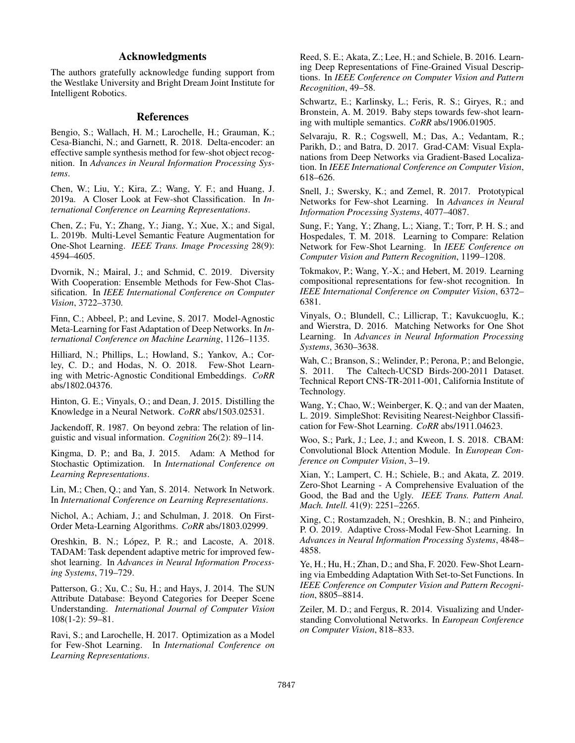## Acknowledgments

The authors gratefully acknowledge funding support from the Westlake University and Bright Dream Joint Institute for Intelligent Robotics.

## References

Bengio, S.; Wallach, H. M.; Larochelle, H.; Grauman, K.; Cesa-Bianchi, N.; and Garnett, R. 2018. Delta-encoder: an effective sample synthesis method for few-shot object recognition. In *Advances in Neural Information Processing Systems*.

Chen, W.; Liu, Y.; Kira, Z.; Wang, Y. F.; and Huang, J. 2019a. A Closer Look at Few-shot Classification. In *International Conference on Learning Representations*.

Chen, Z.; Fu, Y.; Zhang, Y.; Jiang, Y.; Xue, X.; and Sigal, L. 2019b. Multi-Level Semantic Feature Augmentation for One-Shot Learning. *IEEE Trans. Image Processing* 28(9): 4594–4605.

Dvornik, N.; Mairal, J.; and Schmid, C. 2019. Diversity With Cooperation: Ensemble Methods for Few-Shot Classification. In *IEEE International Conference on Computer Vision*, 3722–3730.

Finn, C.; Abbeel, P.; and Levine, S. 2017. Model-Agnostic Meta-Learning for Fast Adaptation of Deep Networks. In *International Conference on Machine Learning*, 1126–1135.

Hilliard, N.; Phillips, L.; Howland, S.; Yankov, A.; Corley, C. D.; and Hodas, N. O. 2018. Few-Shot Learning with Metric-Agnostic Conditional Embeddings. *CoRR* abs/1802.04376.

Hinton, G. E.; Vinyals, O.; and Dean, J. 2015. Distilling the Knowledge in a Neural Network. *CoRR* abs/1503.02531.

Jackendoff, R. 1987. On beyond zebra: The relation of linguistic and visual information. *Cognition* 26(2): 89–114.

Kingma, D. P.; and Ba, J. 2015. Adam: A Method for Stochastic Optimization. In *International Conference on Learning Representations*.

Lin, M.; Chen, Q.; and Yan, S. 2014. Network In Network. In *International Conference on Learning Representations*.

Nichol, A.; Achiam, J.; and Schulman, J. 2018. On First-Order Meta-Learning Algorithms. *CoRR* abs/1803.02999.

Oreshkin, B. N.; López, P. R.; and Lacoste, A. 2018. TADAM: Task dependent adaptive metric for improved few-shot learning. In *Advances in Neural Information Processing Systems*, 719–729.

Patterson, G.; Xu, C.; Su, H.; and Hays, J. 2014. The SUN Attribute Database: Beyond Categories for Deeper Scene Understanding. *International Journal of Computer Vision* 108(1-2): 59–81.

Ravi, S.; and Larochelle, H. 2017. Optimization as a Model for Few-Shot Learning. In *International Conference on Learning Representations*.

Reed, S. E.; Akata, Z.; Lee, H.; and Schiele, B. 2016. Learning Deep Representations of Fine-Grained Visual Descriptions. In *IEEE Conference on Computer Vision and Pattern Recognition*, 49–58.

Schwartz, E.; Karlinsky, L.; Feris, R. S.; Giryes, R.; and Bronstein, A. M. 2019. Baby steps towards few-shot learning with multiple semantics. *CoRR* abs/1906.01905.

Selvaraju, R. R.; Cogswell, M.; Das, A.; Vedantam, R.; Parikh, D.; and Batra, D. 2017. Grad-CAM: Visual Explanations from Deep Networks via Gradient-Based Localization. In *IEEE International Conference on Computer Vision*, 618–626.

Snell, J.; Swersky, K.; and Zemel, R. 2017. Prototypical Networks for Few-shot Learning. In *Advances in Neural Information Processing Systems*, 4077–4087.

Sung, F.; Yang, Y.; Zhang, L.; Xiang, T.; Torr, P. H. S.; and Hospedales, T. M. 2018. Learning to Compare: Relation Network for Few-Shot Learning. In *IEEE Conference on Computer Vision and Pattern Recognition*, 1199–1208.

Tokmakov, P.; Wang, Y.-X.; and Hebert, M. 2019. Learning compositional representations for few-shot recognition. In *IEEE International Conference on Computer Vision*, 6372–6381.

Vinyals, O.; Blundell, C.; Lillicrap, T.; Kavukcuoglu, K.; and Wierstra, D. 2016. Matching Networks for One Shot Learning. In *Advances in Neural Information Processing Systems*, 3630–3638.

Wah, C.; Branson, S.; Welinder, P.; Perona, P.; and Belongie, S. 2011. The Caltech-UCSD Birds-200-2011 Dataset. Technical Report CNS-TR-2011-001, California Institute of Technology.

Wang, Y.; Chao, W.; Weinberger, K. Q.; and van der Maaten, L. 2019. SimpleShot: Revisiting Nearest-Neighbor Classification for Few-Shot Learning. *CoRR* abs/1911.04623.

Woo, S.; Park, J.; Lee, J.; and Kweon, I. S. 2018. CBAM: Convolutional Block Attention Module. In *European Conference on Computer Vision*, 3–19.

Xian, Y.; Lampert, C. H.; Schiele, B.; and Akata, Z. 2019. Zero-Shot Learning - A Comprehensive Evaluation of the Good, the Bad and the Ugly. *IEEE Trans. Pattern Anal. Mach. Intell.* 41(9): 2251–2265.

Xing, C.; Rostamzadeh, N.; Oreshkin, B. N.; and Pinheiro, P. O. 2019. Adaptive Cross-Modal Few-Shot Learning. In *Advances in Neural Information Processing Systems*, 4848–4858.

Ye, H.; Hu, H.; Zhan, D.; and Sha, F. 2020. Few-Shot Learning via Embedding Adaptation With Set-to-Set Functions. In *IEEE Conference on Computer Vision and Pattern Recognition*, 8805–8814.

Zeiler, M. D.; and Fergus, R. 2014. Visualizing and Understanding Convolutional Networks. In *European Conference on Computer Vision*, 818–833.